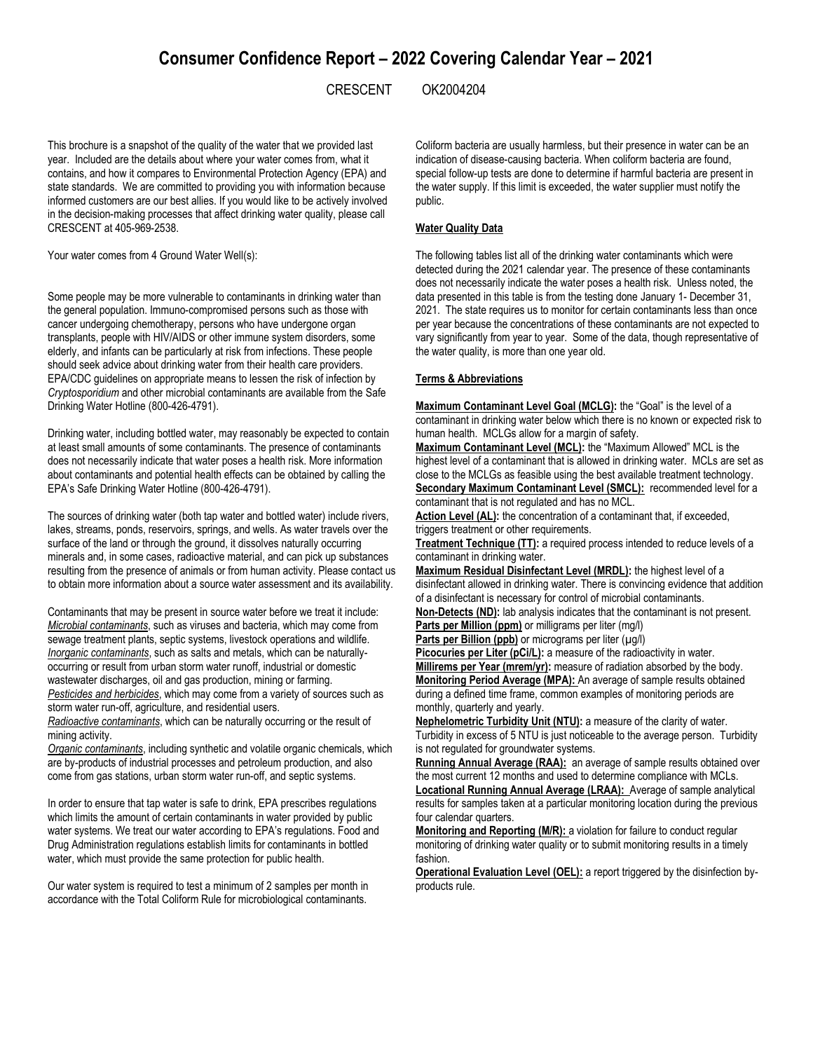# Consumer Confidence Report – 2022 Covering Calendar Year – 2021

CRESCENT OK2004204

This brochure is a snapshot of the quality of the water that we provided last year. Included are the details about where your water comes from, what it contains, and how it compares to Environmental Protection Agency (EPA) and state standards. We are committed to providing you with information because informed customers are our best allies. If you would like to be actively involved in the decision-making processes that affect drinking water quality, please call CRESCENT at 405-969-2538.

Your water comes from 4 Ground Water Well(s):

Some people may be more vulnerable to contaminants in drinking water than the general population. Immuno-compromised persons such as those with cancer undergoing chemotherapy, persons who have undergone organ transplants, people with HIV/AIDS or other immune system disorders, some elderly, and infants can be particularly at risk from infections. These people should seek advice about drinking water from their health care providers. EPA/CDC guidelines on appropriate means to lessen the risk of infection by *Cryptosporidium* and other microbial contaminants are available from the Safe Drinking Water Hotline (800-426-4791).

Drinking water, including bottled water, may reasonably be expected to contain at least small amounts of some contaminants. The presence of contaminants does not necessarily indicate that water poses a health risk. More information about contaminants and potential health effects can be obtained by calling the EPA's Safe Drinking Water Hotline (800-426-4791).

The sources of drinking water (both tap water and bottled water) include rivers, lakes, streams, ponds, reservoirs, springs, and wells. As water travels over the surface of the land or through the ground, it dissolves naturally occurring minerals and, in some cases, radioactive material, and can pick up substances resulting from the presence of animals or from human activity. Please contact us to obtain more information about a source water assessment and its availability.

Contaminants that may be present in source water before we treat it include:
*Microbial contaminants*, such as viruses and bacteria, which may come from sewage treatment plants, septic systems, livestock operations and wildlife.
*Inorganic contaminants*, such as salts and metals, which can be naturally-occurring or result from urban storm water runoff, industrial or domestic wastewater discharges, oil and gas production, mining or farming.
*Pesticides and herbicides*, which may come from a variety of sources such as storm water run-off, agriculture, and residential users.
*Radioactive contaminants*, which can be naturally occurring or the result of mining activity.
*Organic contaminants*, including synthetic and volatile organic chemicals, which are by-products of industrial processes and petroleum production, and also come from gas stations, urban storm water run-off, and septic systems.

In order to ensure that tap water is safe to drink, EPA prescribes regulations which limits the amount of certain contaminants in water provided by public water systems. We treat our water according to EPA's regulations. Food and Drug Administration regulations establish limits for contaminants in bottled water, which must provide the same protection for public health.

Our water system is required to test a minimum of 2 samples per month in accordance with the Total Coliform Rule for microbiological contaminants. Coliform bacteria are usually harmless, but their presence in water can be an indication of disease-causing bacteria. When coliform bacteria are found, special follow-up tests are done to determine if harmful bacteria are present in the water supply. If this limit is exceeded, the water supplier must notify the public.

**Water Quality Data**

The following tables list all of the drinking water contaminants which were detected during the 2021 calendar year. The presence of these contaminants does not necessarily indicate the water poses a health risk. Unless noted, the data presented in this table is from the testing done January 1- December 31, 2021. The state requires us to monitor for certain contaminants less than once per year because the concentrations of these contaminants are not expected to vary significantly from year to year. Some of the data, though representative of the water quality, is more than one year old.

**Terms & Abbreviations**

**Maximum Contaminant Level Goal (MCLG):** the "Goal" is the level of a contaminant in drinking water below which there is no known or expected risk to human health. MCLGs allow for a margin of safety.
**Maximum Contaminant Level (MCL):** the "Maximum Allowed" MCL is the highest level of a contaminant that is allowed in drinking water. MCLs are set as close to the MCLGs as feasible using the best available treatment technology.
**Secondary Maximum Contaminant Level (SMCL):** recommended level for a contaminant that is not regulated and has no MCL.
**Action Level (AL):** the concentration of a contaminant that, if exceeded, triggers treatment or other requirements.
**Treatment Technique (TT):** a required process intended to reduce levels of a contaminant in drinking water.
**Maximum Residual Disinfectant Level (MRDL):** the highest level of a disinfectant allowed in drinking water. There is convincing evidence that addition of a disinfectant is necessary for control of microbial contaminants.
**Non-Detects (ND):** lab analysis indicates that the contaminant is not present.
**Parts per Million (ppm)** or milligrams per liter (mg/l)
**Parts per Billion (ppb)** or micrograms per liter (µg/l)
**Picocuries per Liter (pCi/L):** a measure of the radioactivity in water.
**Millirems per Year (mrem/yr):** measure of radiation absorbed by the body.
**Monitoring Period Average (MPA):** An average of sample results obtained during a defined time frame, common examples of monitoring periods are monthly, quarterly and yearly.
**Nephelometric Turbidity Unit (NTU):** a measure of the clarity of water. Turbidity in excess of 5 NTU is just noticeable to the average person. Turbidity is not regulated for groundwater systems.
**Running Annual Average (RAA):** an average of sample results obtained over the most current 12 months and used to determine compliance with MCLs.
**Locational Running Annual Average (LRAA):** Average of sample analytical results for samples taken at a particular monitoring location during the previous four calendar quarters.
**Monitoring and Reporting (M/R):** a violation for failure to conduct regular monitoring of drinking water quality or to submit monitoring results in a timely fashion.
**Operational Evaluation Level (OEL):** a report triggered by the disinfection by-products rule.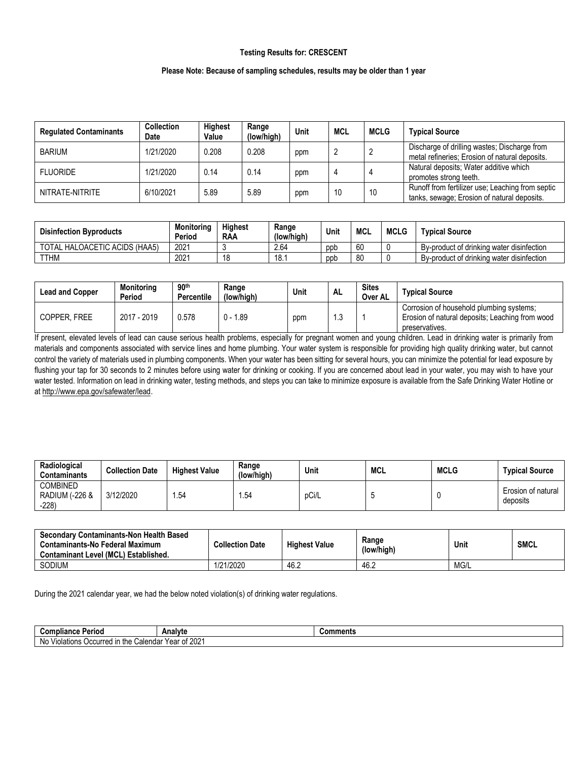**Testing Results for: CRESCENT**

**Please Note: Because of sampling schedules, results may be older than 1 year**

| Regulated Contaminants | Collection Date | Highest Value | Range (low/high) | Unit | MCL | MCLG | Typical Source |
|---|---|---|---|---|---|---|---|
| BARIUM | 1/21/2020 | 0.208 | 0.208 | ppm | 2 | 2 | Discharge of drilling wastes; Discharge from metal refineries; Erosion of natural deposits. |
| FLUORIDE | 1/21/2020 | 0.14 | 0.14 | ppm | 4 | 4 | Natural deposits; Water additive which promotes strong teeth. |
| NITRATE-NITRITE | 6/10/2021 | 5.89 | 5.89 | ppm | 10 | 10 | Runoff from fertilizer use; Leaching from septic tanks, sewage; Erosion of natural deposits. |

| Disinfection Byproducts | Monitoring Period | Highest RAA | Range (low/high) | Unit | MCL | MCLG | Typical Source |
|---|---|---|---|---|---|---|---|
| TOTAL HALOACETIC ACIDS (HAA5) | 2021 | 3 | 2.64 | ppb | 60 | 0 | By-product of drinking water disinfection |
| TTHM | 2021 | 18 | 18.1 | ppb | 80 | 0 | By-product of drinking water disinfection |

| Lead and Copper | Monitoring Period | 90th Percentile | Range (low/high) | Unit | AL | Sites Over AL | Typical Source |
|---|---|---|---|---|---|---|---|
| COPPER, FREE | 2017 - 2019 | 0.578 | 0 - 1.89 | ppm | 1.3 | 1 | Corrosion of household plumbing systems; Erosion of natural deposits; Leaching from wood preservatives. |

If present, elevated levels of lead can cause serious health problems, especially for pregnant women and young children. Lead in drinking water is primarily from materials and components associated with service lines and home plumbing. Your water system is responsible for providing high quality drinking water, but cannot control the variety of materials used in plumbing components. When your water has been sitting for several hours, you can minimize the potential for lead exposure by flushing your tap for 30 seconds to 2 minutes before using water for drinking or cooking. If you are concerned about lead in your water, you may wish to have your water tested. Information on lead in drinking water, testing methods, and steps you can take to minimize exposure is available from the Safe Drinking Water Hotline or at http://www.epa.gov/safewater/lead.

| Radiological Contaminants | Collection Date | Highest Value | Range (low/high) | Unit | MCL | MCLG | Typical Source |
|---|---|---|---|---|---|---|---|
| COMBINED RADIUM (-226 & -228) | 3/12/2020 | 1.54 | 1.54 | pCi/L | 5 | 0 | Erosion of natural deposits |

| Secondary Contaminants-Non Health Based Contaminants-No Federal Maximum Contaminant Level (MCL) Established. | Collection Date | Highest Value | Range (low/high) | Unit | SMCL |
|---|---|---|---|---|---|
| SODIUM | 1/21/2020 | 46.2 | 46.2 | MG/L | |

During the 2021 calendar year, we had the below noted violation(s) of drinking water regulations.

| Compliance Period | Analyte | Comments |
|---|---|---|
| No Violations Occurred in the Calendar Year of 2021 | | |